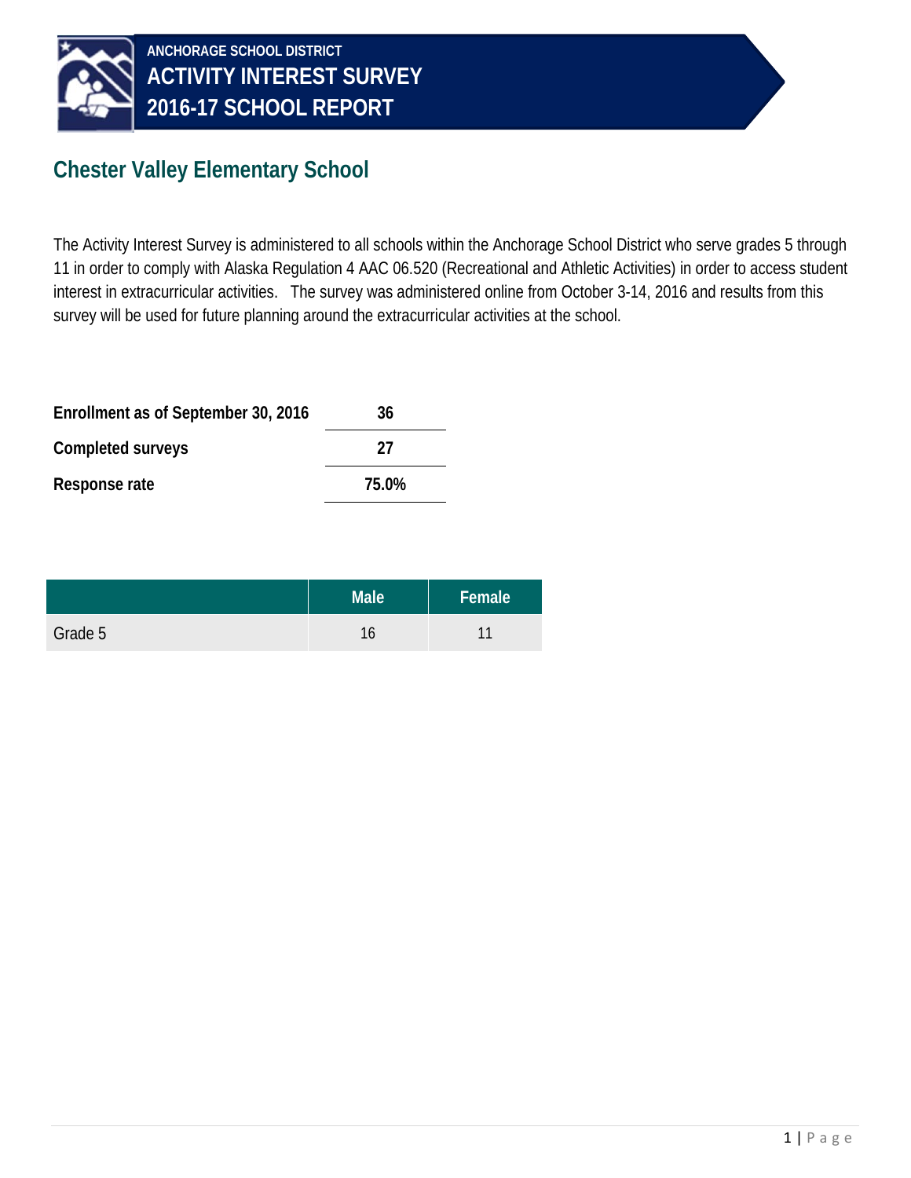ANCHORAGE SCHOOL DISTRICT

# ACTIVITY INTEREST SURVEY
# 2016-17 SCHOOL REPORT

## Chester Valley Elementary School

The Activity Interest Survey is administered to all schools within the Anchorage School District who serve grades 5 through 11 in order to comply with Alaska Regulation 4 AAC 06.520 (Recreational and Athletic Activities) in order to access student interest in extracurricular activities. The survey was administered online from October 3-14, 2016 and results from this survey will be used for future planning around the extracurricular activities at the school.

| | |
|---|---|
| **Enrollment as of September 30, 2016** | **36** |
| **Completed surveys** | **27** |
| **Response rate** | **75.0%** |

| | Male | Female |
|---|---|---|
| Grade 5 | 16 | 11 |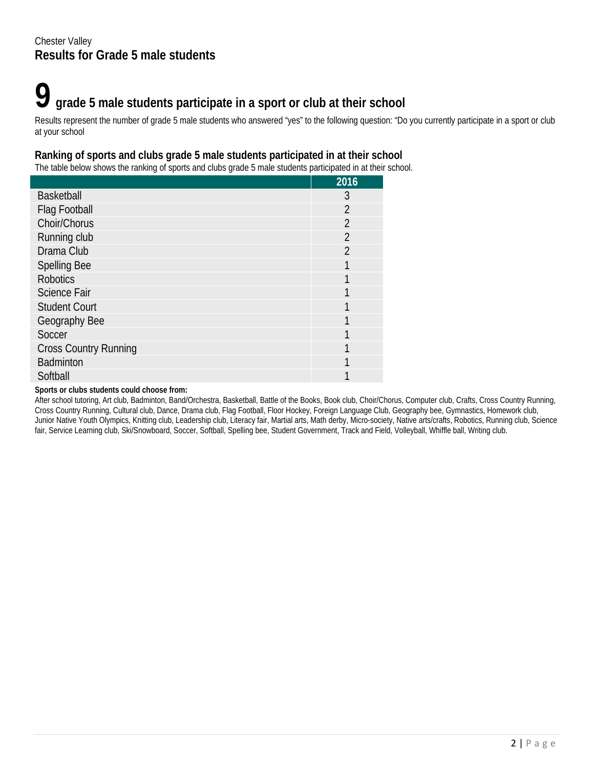Chester Valley

## Results for Grade 5 male students

# 9 grade 5 male students participate in a sport or club at their school

Results represent the number of grade 5 male students who answered "yes" to the following question: "Do you currently participate in a sport or club at your school

### Ranking of sports and clubs grade 5 male students participated in at their school

The table below shows the ranking of sports and clubs grade 5 male students participated in at their school.

| | 2016 |
|---|---|
| Basketball | 3 |
| Flag Football | 2 |
| Choir/Chorus | 2 |
| Running club | 2 |
| Drama Club | 2 |
| Spelling Bee | 1 |
| Robotics | 1 |
| Science Fair | 1 |
| Student Court | 1 |
| Geography Bee | 1 |
| Soccer | 1 |
| Cross Country Running | 1 |
| Badminton | 1 |
| Softball | 1 |

**Sports or clubs students could choose from:**

After school tutoring, Art club, Badminton, Band/Orchestra, Basketball, Battle of the Books, Book club, Choir/Chorus, Computer club, Crafts, Cross Country Running, Cross Country Running, Cultural club, Dance, Drama club, Flag Football, Floor Hockey, Foreign Language Club, Geography bee, Gymnastics, Homework club, Junior Native Youth Olympics, Knitting club, Leadership club, Literacy fair, Martial arts, Math derby, Micro-society, Native arts/crafts, Robotics, Running club, Science fair, Service Learning club, Ski/Snowboard, Soccer, Softball, Spelling bee, Student Government, Track and Field, Volleyball, Whiffle ball, Writing club.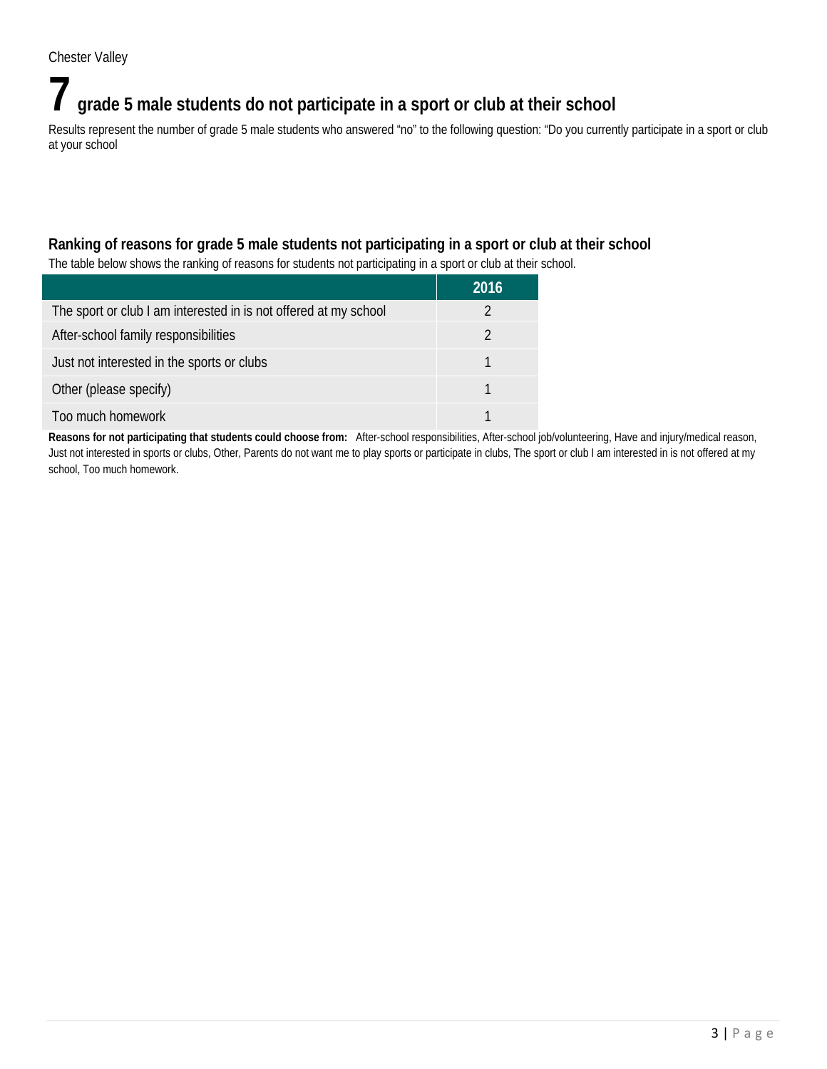Chester Valley

# 7 grade 5 male students do not participate in a sport or club at their school

Results represent the number of grade 5 male students who answered "no" to the following question: "Do you currently participate in a sport or club at your school

## Ranking of reasons for grade 5 male students not participating in a sport or club at their school

The table below shows the ranking of reasons for students not participating in a sport or club at their school.

| | 2016 |
|---|---|
| The sport or club I am interested in is not offered at my school | 2 |
| After-school family responsibilities | 2 |
| Just not interested in the sports or clubs | 1 |
| Other (please specify) | 1 |
| Too much homework | 1 |

**Reasons for not participating that students could choose from:** After-school responsibilities, After-school job/volunteering, Have and injury/medical reason, Just not interested in sports or clubs, Other, Parents do not want me to play sports or participate in clubs, The sport or club I am interested in is not offered at my school, Too much homework.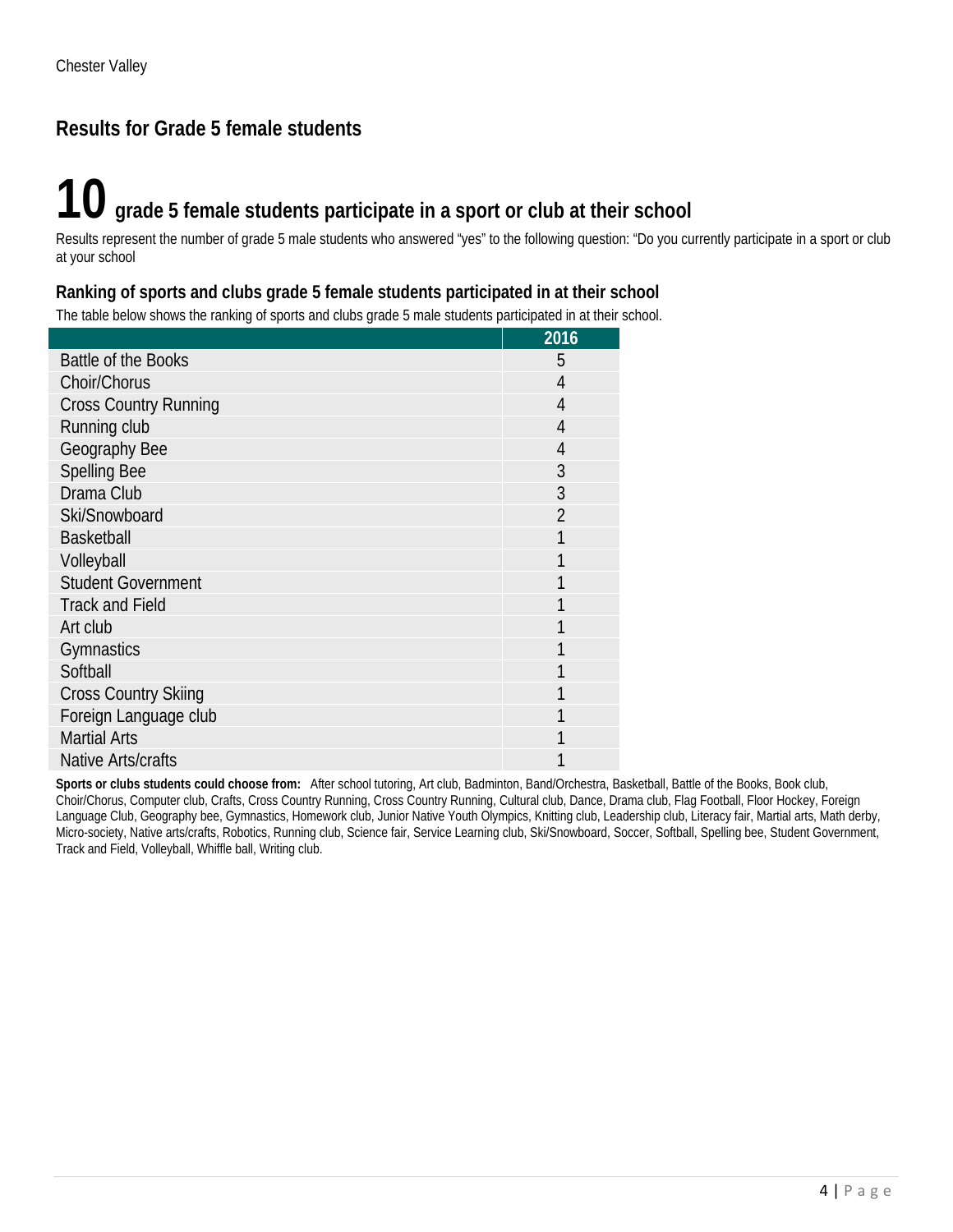Chester Valley

## Results for Grade 5 female students

## **10** grade 5 female students participate in a sport or club at their school

Results represent the number of grade 5 male students who answered "yes" to the following question: "Do you currently participate in a sport or club at your school

### Ranking of sports and clubs grade 5 female students participated in at their school

The table below shows the ranking of sports and clubs grade 5 male students participated in at their school.

| | 2016 |
|---|---|
| Battle of the Books | 5 |
| Choir/Chorus | 4 |
| Cross Country Running | 4 |
| Running club | 4 |
| Geography Bee | 4 |
| Spelling Bee | 3 |
| Drama Club | 3 |
| Ski/Snowboard | 2 |
| Basketball | 1 |
| Volleyball | 1 |
| Student Government | 1 |
| Track and Field | 1 |
| Art club | 1 |
| Gymnastics | 1 |
| Softball | 1 |
| Cross Country Skiing | 1 |
| Foreign Language club | 1 |
| Martial Arts | 1 |
| Native Arts/crafts | 1 |

**Sports or clubs students could choose from:** After school tutoring, Art club, Badminton, Band/Orchestra, Basketball, Battle of the Books, Book club, Choir/Chorus, Computer club, Crafts, Cross Country Running, Cross Country Running, Cultural club, Dance, Drama club, Flag Football, Floor Hockey, Foreign Language Club, Geography bee, Gymnastics, Homework club, Junior Native Youth Olympics, Knitting club, Leadership club, Literacy fair, Martial arts, Math derby, Micro-society, Native arts/crafts, Robotics, Running club, Science fair, Service Learning club, Ski/Snowboard, Soccer, Softball, Spelling bee, Student Government, Track and Field, Volleyball, Whiffle ball, Writing club.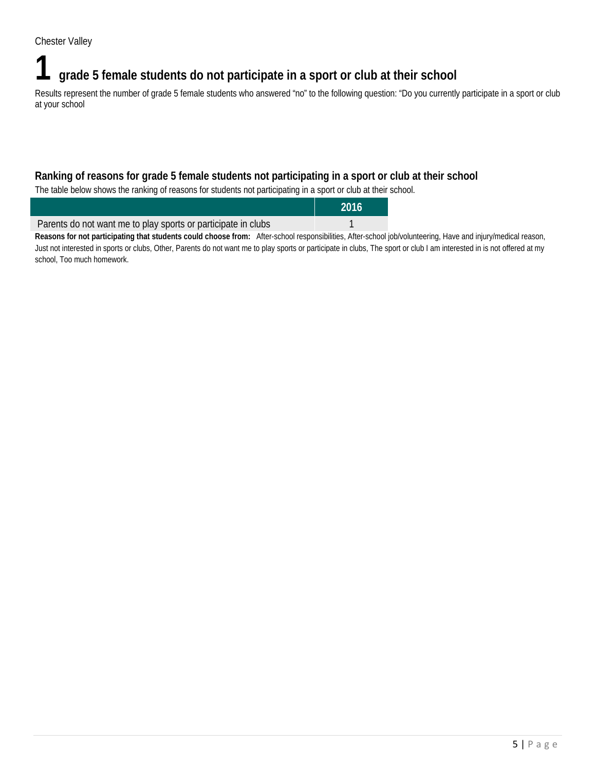Chester Valley

# 1 grade 5 female students do not participate in a sport or club at their school

Results represent the number of grade 5 female students who answered "no" to the following question: "Do you currently participate in a sport or club at your school

## Ranking of reasons for grade 5 female students not participating in a sport or club at their school

The table below shows the ranking of reasons for students not participating in a sport or club at their school.

| | 2016 |
|---|---|
| Parents do not want me to play sports or participate in clubs | 1 |

**Reasons for not participating that students could choose from:** After-school responsibilities, After-school job/volunteering, Have and injury/medical reason, Just not interested in sports or clubs, Other, Parents do not want me to play sports or participate in clubs, The sport or club I am interested in is not offered at my school, Too much homework.